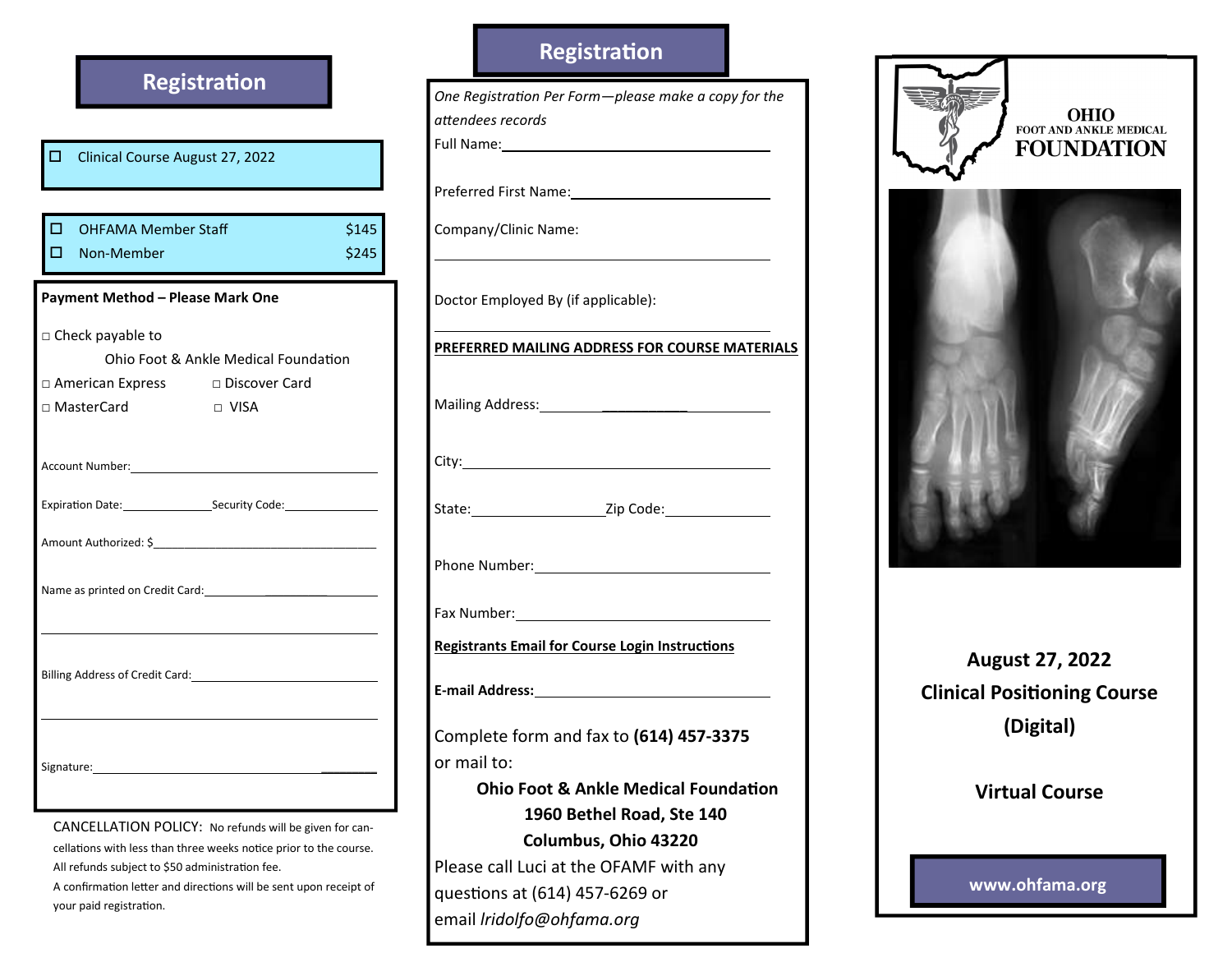## Registration

☐ Clinical Course August 27, 2022

| | | |
|---|---|---|
| ☐ | OHFAMA Member Staff | $145 |
| ☐ | Non-Member | $245 |

**Payment Method – Please Mark One**

□ Check payable to
Ohio Foot & Ankle Medical Foundation

□ American Express □ Discover Card

□ MasterCard □ VISA

Account Number:______________________________

Expiration Date:____________Security Code:____________

Amount Authorized: $______________________________

Name as printed on Credit Card:______________________

______________________________

Billing Address of Credit Card:______________________

______________________________

Signature:______________________________

CANCELLATION POLICY: No refunds will be given for cancellations with less than three weeks notice prior to the course. All refunds subject to $50 administration fee.

A confirmation letter and directions will be sent upon receipt of your paid registration.

## Registration

*One Registration Per Form—please make a copy for the attendees records*

Full Name:______________________________

Preferred First Name:______________________________

Company/Clinic Name:

______________________________

Doctor Employed By (if applicable):

______________________________

**PREFERRED MAILING ADDRESS FOR COURSE MATERIALS**

Mailing Address:______________________________

City:______________________________

State:______________Zip Code:____________

Phone Number:______________________________

Fax Number:______________________________

**Registrants Email for Course Login Instructions**

**E-mail Address:**______________________________

Complete form and fax to **(614) 457-3375**
or mail to:

**Ohio Foot & Ankle Medical Foundation**
**1960 Bethel Road, Ste 140**
**Columbus, Ohio 43220**

Please call Luci at the OFAMF with any questions at (614) 457-6269 or email *lridolfo@ohfama.org*

**OHIO**
**FOOT AND ANKLE MEDICAL**
**FOUNDATION**

**August 27, 2022**
**Clinical Positioning Course**
**(Digital)**

**Virtual Course**

**www.ohfama.org**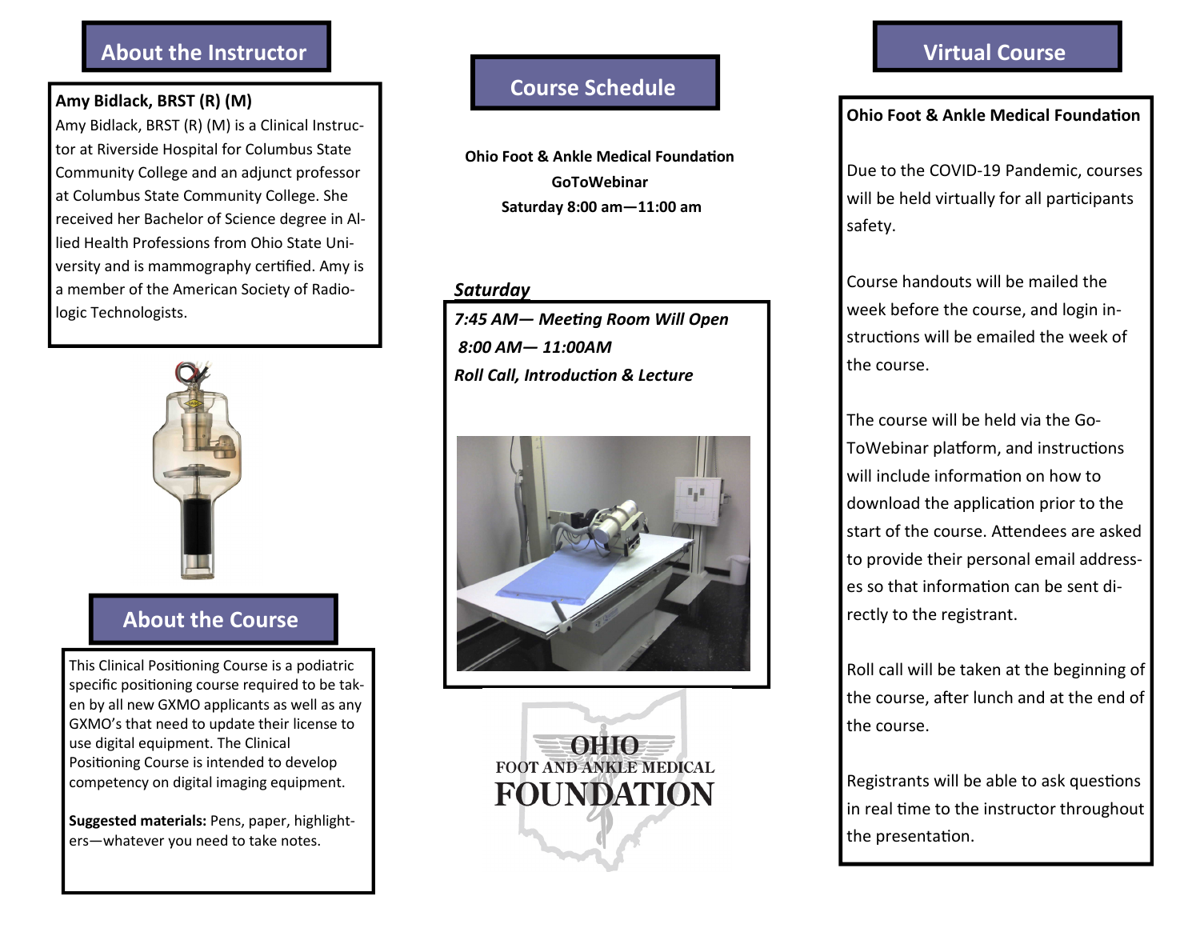## About the Instructor

**Amy Bidlack, BRST (R) (M)**

Amy Bidlack, BRST (R) (M) is a Clinical Instructor at Riverside Hospital for Columbus State Community College and an adjunct professor at Columbus State Community College. She received her Bachelor of Science degree in Allied Health Professions from Ohio State University and is mammography certified. Amy is a member of the American Society of Radiologic Technologists.

## About the Course

This Clinical Positioning Course is a podiatric specific positioning course required to be taken by all new GXMO applicants as well as any GXMO's that need to update their license to use digital equipment. The Clinical Positioning Course is intended to develop competency on digital imaging equipment.

**Suggested materials:** Pens, paper, highlighters—whatever you need to take notes.

## Course Schedule

**Ohio Foot & Ankle Medical Foundation**

**GoToWebinar**

**Saturday 8:00 am—11:00 am**

***Saturday***

***7:45 AM— Meeting Room Will Open***

***8:00 AM— 11:00AM***

***Roll Call, Introduction & Lecture***

OHIO FOOT AND ANKLE MEDICAL FOUNDATION

## Virtual Course

**Ohio Foot & Ankle Medical Foundation**

Due to the COVID-19 Pandemic, courses will be held virtually for all participants safety.

Course handouts will be mailed the week before the course, and login instructions will be emailed the week of the course.

The course will be held via the GoToWebinar platform, and instructions will include information on how to download the application prior to the start of the course. Attendees are asked to provide their personal email addresses so that information can be sent directly to the registrant.

Roll call will be taken at the beginning of the course, after lunch and at the end of the course.

Registrants will be able to ask questions in real time to the instructor throughout the presentation.